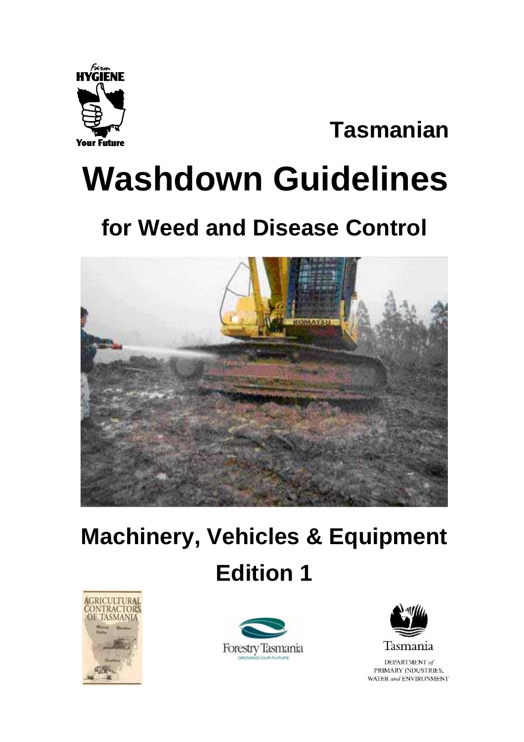Tasmanian

# Washdown Guidelines

## for Weed and Disease Control

## Machinery, Vehicles & Equipment

## Edition 1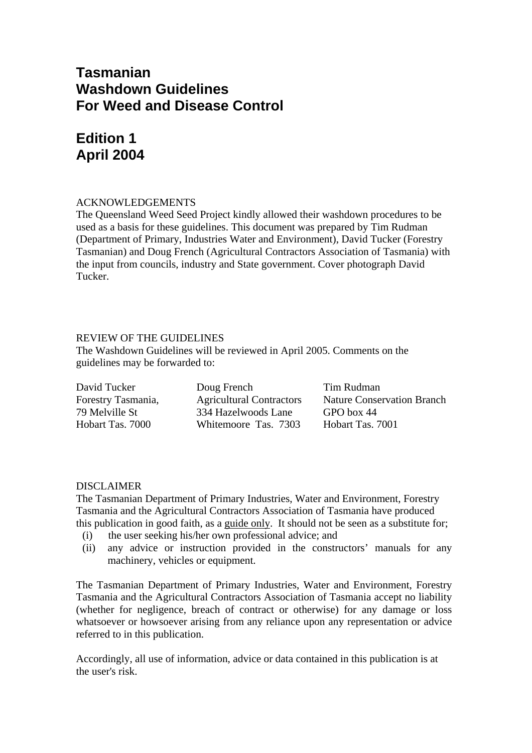# Tasmanian Washdown Guidelines For Weed and Disease Control

## Edition 1 April 2004

ACKNOWLEDGEMENTS

The Queensland Weed Seed Project kindly allowed their washdown procedures to be used as a basis for these guidelines. This document was prepared by Tim Rudman (Department of Primary, Industries Water and Environment), David Tucker (Forestry Tasmanian) and Doug French (Agricultural Contractors Association of Tasmania) with the input from councils, industry and State government. Cover photograph David Tucker.

REVIEW OF THE GUIDELINES

The Washdown Guidelines will be reviewed in April 2005. Comments on the guidelines may be forwarded to:

| David Tucker | Doug French | Tim Rudman |
|---|---|---|
| Forestry Tasmania, | Agricultural Contractors | Nature Conservation Branch |
| 79 Melville St | 334 Hazelwoods Lane | GPO box 44 |
| Hobart Tas. 7000 | Whitemoore Tas. 7303 | Hobart Tas. 7001 |

DISCLAIMER

The Tasmanian Department of Primary Industries, Water and Environment, Forestry Tasmania and the Agricultural Contractors Association of Tasmania have produced this publication in good faith, as a guide only. It should not be seen as a substitute for;

(i) the user seeking his/her own professional advice; and

(ii) any advice or instruction provided in the constructors' manuals for any machinery, vehicles or equipment.

The Tasmanian Department of Primary Industries, Water and Environment, Forestry Tasmania and the Agricultural Contractors Association of Tasmania accept no liability (whether for negligence, breach of contract or otherwise) for any damage or loss whatsoever or howsoever arising from any reliance upon any representation or advice referred to in this publication.

Accordingly, all use of information, advice or data contained in this publication is at the user's risk.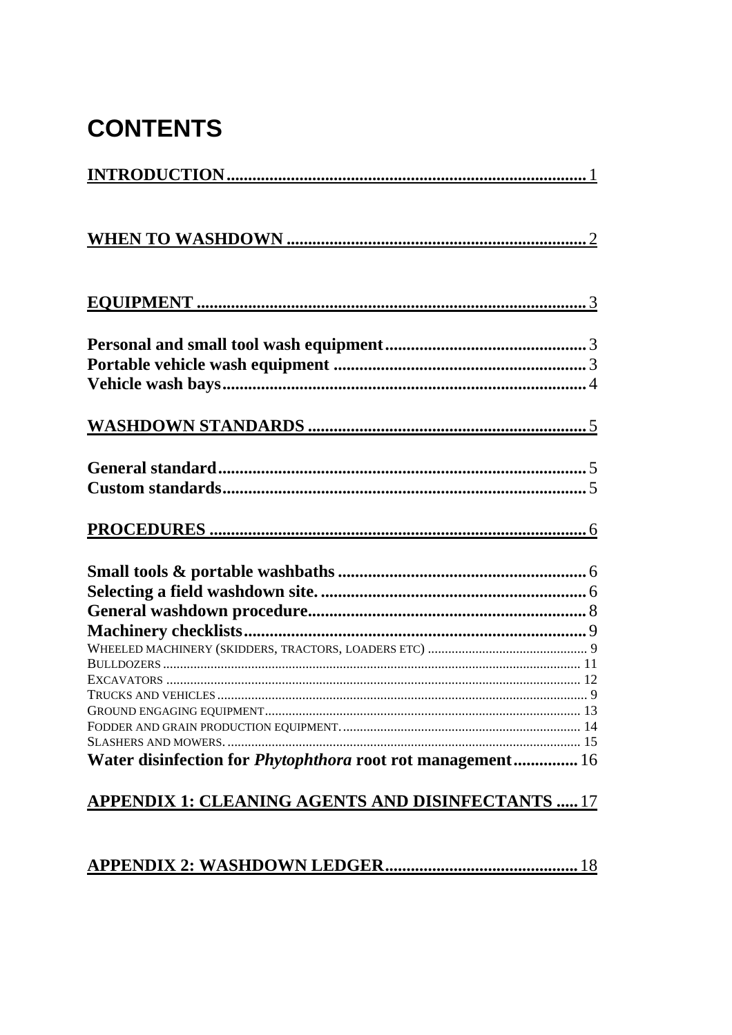# CONTENTS

**INTRODUCTION** ..................................................................................... 1

**WHEN TO WASHDOWN** ......................................................................... 2

**EQUIPMENT** ............................................................................................ 3

**Personal and small tool wash equipment** ............................................... 3
**Portable vehicle wash equipment** ............................................................ 3
**Vehicle wash bays** ..................................................................................... 4

**WASHDOWN STANDARDS** .................................................................... 5

**General standard** ...................................................................................... 5
**Custom standards** ...................................................................................... 5

**PROCEDURES** .......................................................................................... 6

**Small tools & portable washbaths** .......................................................... 6
**Selecting a field washdown site.** ............................................................. 6
**General washdown procedure** ................................................................. 8
**Machinery checklists** ................................................................................ 9
WHEELED MACHINERY (SKIDDERS, TRACTORS, LOADERS ETC) ..................................... 9
BULLDOZERS ......................................................................................................... 11
EXCAVATORS ........................................................................................................ 12
TRUCKS AND VEHICLES .......................................................................................... 9
GROUND ENGAGING EQUIPMENT ............................................................................. 13
FODDER AND GRAIN PRODUCTION EQUIPMENT. ......................................................... 14
SLASHERS AND MOWERS. ....................................................................................... 15
**Water disinfection for *Phytophthora* root rot management** ............... 16

**APPENDIX 1: CLEANING AGENTS AND DISINFECTANTS** ..... 17

**APPENDIX 2: WASHDOWN LEDGER** ............................................ 18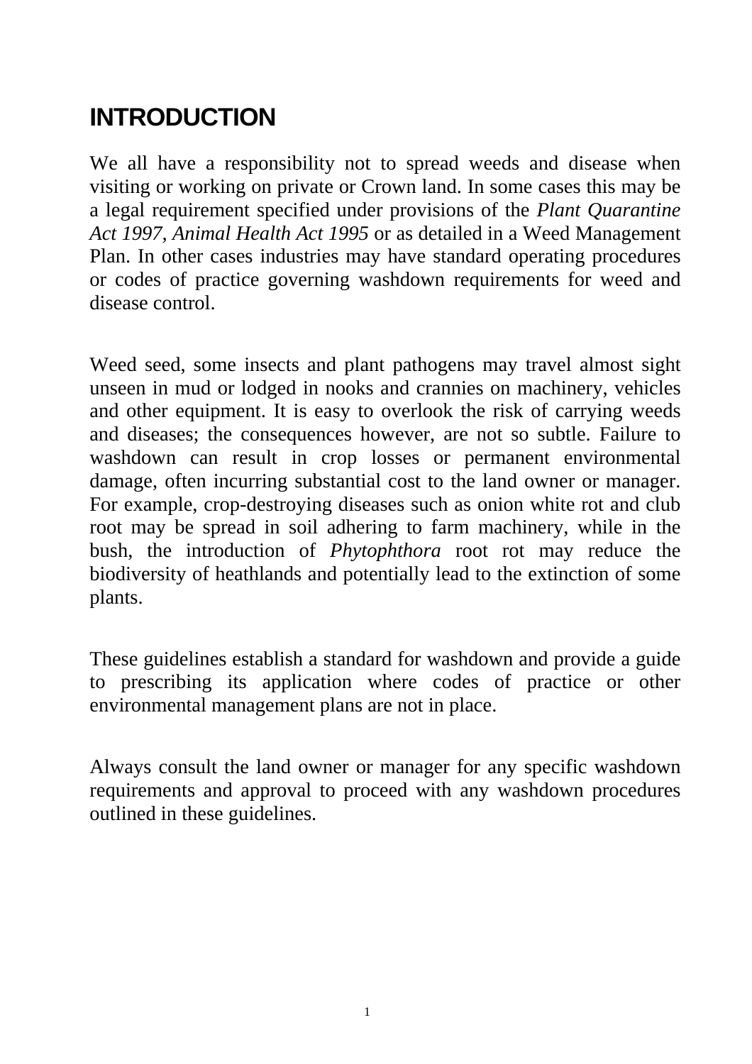# INTRODUCTION

We all have a responsibility not to spread weeds and disease when visiting or working on private or Crown land. In some cases this may be a legal requirement specified under provisions of the *Plant Quarantine Act 1997, Animal Health Act 1995* or as detailed in a Weed Management Plan. In other cases industries may have standard operating procedures or codes of practice governing washdown requirements for weed and disease control.

Weed seed, some insects and plant pathogens may travel almost sight unseen in mud or lodged in nooks and crannies on machinery, vehicles and other equipment. It is easy to overlook the risk of carrying weeds and diseases; the consequences however, are not so subtle. Failure to washdown can result in crop losses or permanent environmental damage, often incurring substantial cost to the land owner or manager. For example, crop-destroying diseases such as onion white rot and club root may be spread in soil adhering to farm machinery, while in the bush, the introduction of *Phytophthora* root rot may reduce the biodiversity of heathlands and potentially lead to the extinction of some plants.

These guidelines establish a standard for washdown and provide a guide to prescribing its application where codes of practice or other environmental management plans are not in place.

Always consult the land owner or manager for any specific washdown requirements and approval to proceed with any washdown procedures outlined in these guidelines.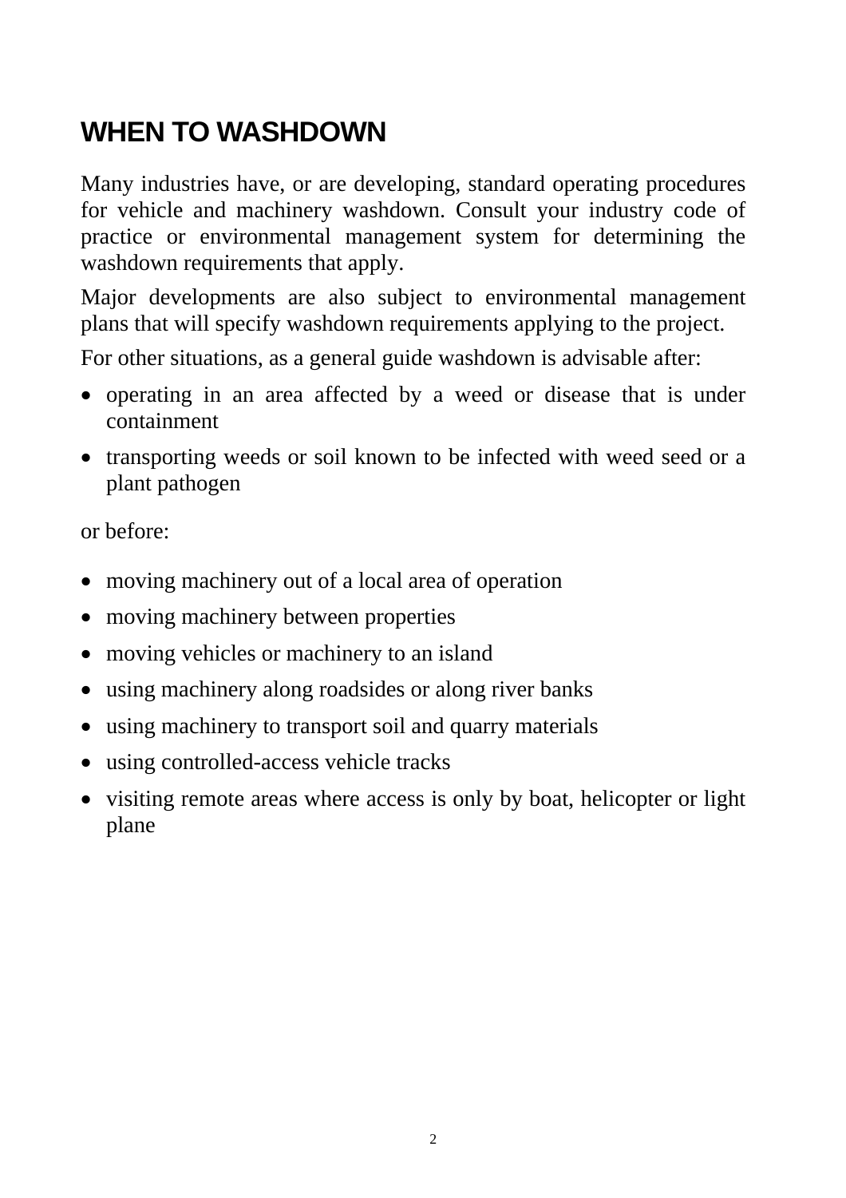# WHEN TO WASHDOWN

Many industries have, or are developing, standard operating procedures for vehicle and machinery washdown. Consult your industry code of practice or environmental management system for determining the washdown requirements that apply.

Major developments are also subject to environmental management plans that will specify washdown requirements applying to the project.

For other situations, as a general guide washdown is advisable after:

- operating in an area affected by a weed or disease that is under containment
- transporting weeds or soil known to be infected with weed seed or a plant pathogen

or before:

- moving machinery out of a local area of operation
- moving machinery between properties
- moving vehicles or machinery to an island
- using machinery along roadsides or along river banks
- using machinery to transport soil and quarry materials
- using controlled-access vehicle tracks
- visiting remote areas where access is only by boat, helicopter or light plane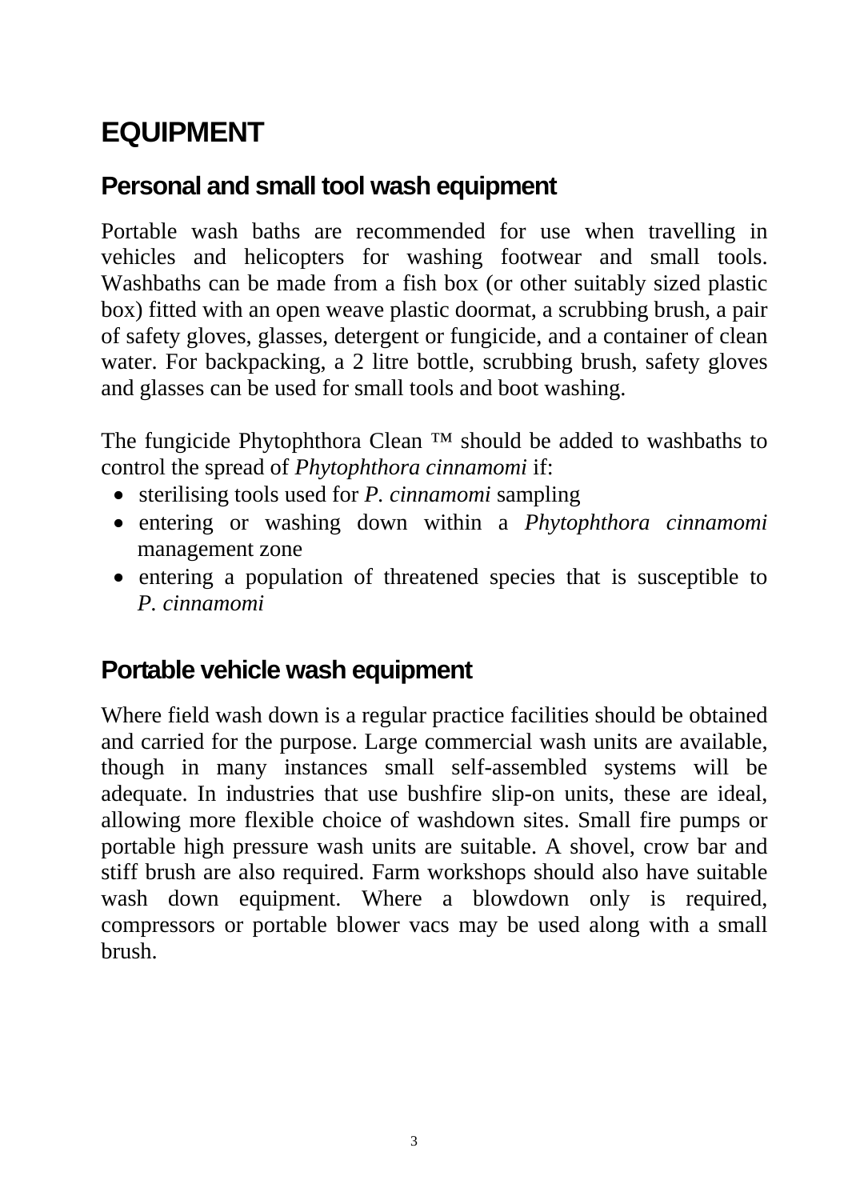# EQUIPMENT

## Personal and small tool wash equipment

Portable wash baths are recommended for use when travelling in vehicles and helicopters for washing footwear and small tools. Washbaths can be made from a fish box (or other suitably sized plastic box) fitted with an open weave plastic doormat, a scrubbing brush, a pair of safety gloves, glasses, detergent or fungicide, and a container of clean water. For backpacking, a 2 litre bottle, scrubbing brush, safety gloves and glasses can be used for small tools and boot washing.

The fungicide Phytophthora Clean ™ should be added to washbaths to control the spread of *Phytophthora cinnamomi* if:

- sterilising tools used for *P. cinnamomi* sampling
- entering or washing down within a *Phytophthora cinnamomi* management zone
- entering a population of threatened species that is susceptible to *P. cinnamomi*

## Portable vehicle wash equipment

Where field wash down is a regular practice facilities should be obtained and carried for the purpose. Large commercial wash units are available, though in many instances small self-assembled systems will be adequate. In industries that use bushfire slip-on units, these are ideal, allowing more flexible choice of washdown sites. Small fire pumps or portable high pressure wash units are suitable. A shovel, crow bar and stiff brush are also required. Farm workshops should also have suitable wash down equipment. Where a blowdown only is required, compressors or portable blower vacs may be used along with a small brush.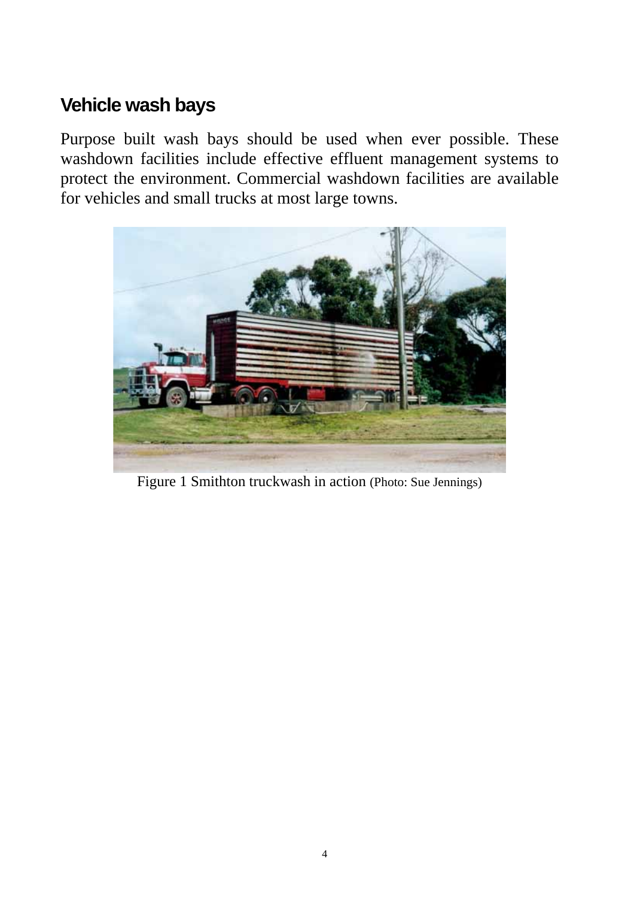## Vehicle wash bays

Purpose built wash bays should be used when ever possible. These washdown facilities include effective effluent management systems to protect the environment. Commercial washdown facilities are available for vehicles and small trucks at most large towns.

Figure 1 Smithton truckwash in action (Photo: Sue Jennings)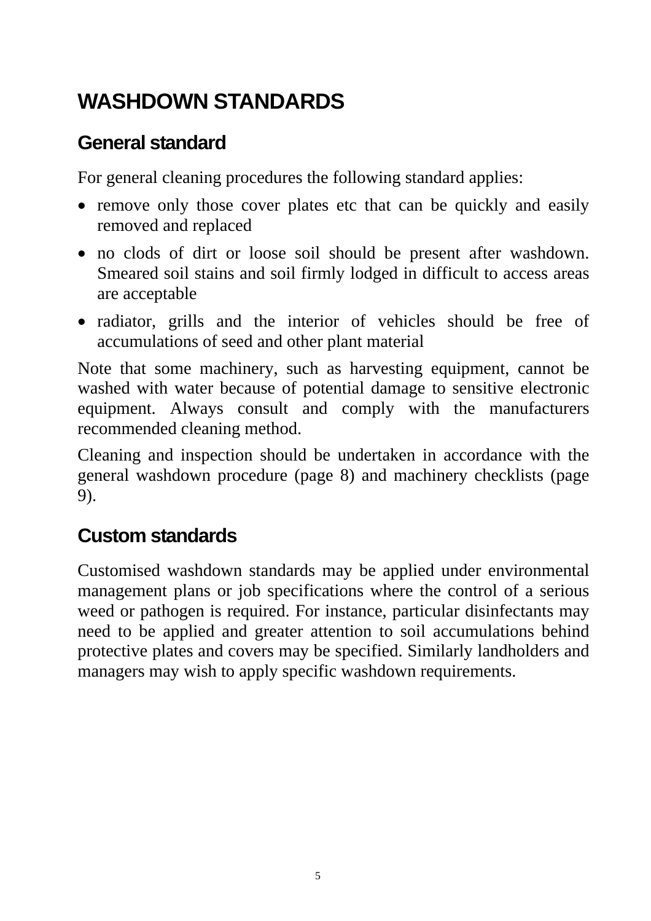# WASHDOWN STANDARDS

## General standard

For general cleaning procedures the following standard applies:

- remove only those cover plates etc that can be quickly and easily removed and replaced
- no clods of dirt or loose soil should be present after washdown. Smeared soil stains and soil firmly lodged in difficult to access areas are acceptable
- radiator, grills and the interior of vehicles should be free of accumulations of seed and other plant material

Note that some machinery, such as harvesting equipment, cannot be washed with water because of potential damage to sensitive electronic equipment. Always consult and comply with the manufacturers recommended cleaning method.

Cleaning and inspection should be undertaken in accordance with the general washdown procedure (page 8) and machinery checklists (page 9).

## Custom standards

Customised washdown standards may be applied under environmental management plans or job specifications where the control of a serious weed or pathogen is required. For instance, particular disinfectants may need to be applied and greater attention to soil accumulations behind protective plates and covers may be specified. Similarly landholders and managers may wish to apply specific washdown requirements.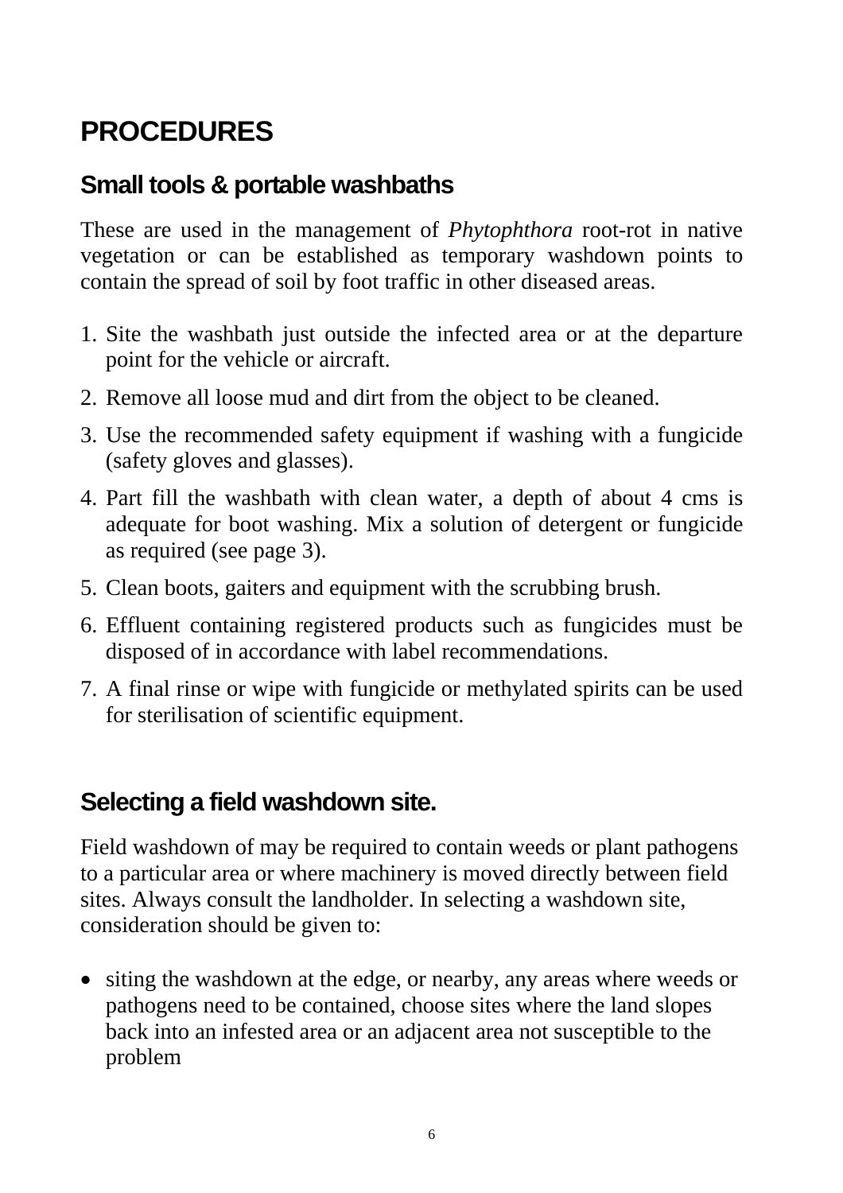# PROCEDURES

## Small tools & portable washbaths

These are used in the management of *Phytophthora* root-rot in native vegetation or can be established as temporary washdown points to contain the spread of soil by foot traffic in other diseased areas.

1. Site the washbath just outside the infected area or at the departure point for the vehicle or aircraft.
2. Remove all loose mud and dirt from the object to be cleaned.
3. Use the recommended safety equipment if washing with a fungicide (safety gloves and glasses).
4. Part fill the washbath with clean water, a depth of about 4 cms is adequate for boot washing. Mix a solution of detergent or fungicide as required (see page 3).
5. Clean boots, gaiters and equipment with the scrubbing brush.
6. Effluent containing registered products such as fungicides must be disposed of in accordance with label recommendations.
7. A final rinse or wipe with fungicide or methylated spirits can be used for sterilisation of scientific equipment.

## Selecting a field washdown site.

Field washdown of may be required to contain weeds or plant pathogens to a particular area or where machinery is moved directly between field sites. Always consult the landholder. In selecting a washdown site, consideration should be given to:

- siting the washdown at the edge, or nearby, any areas where weeds or pathogens need to be contained, choose sites where the land slopes back into an infested area or an adjacent area not susceptible to the problem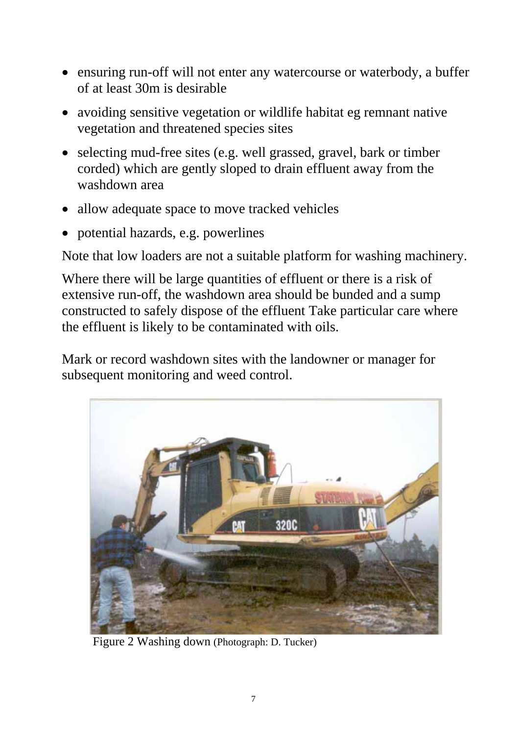- ensuring run-off will not enter any watercourse or waterbody, a buffer of at least 30m is desirable
- avoiding sensitive vegetation or wildlife habitat eg remnant native vegetation and threatened species sites
- selecting mud-free sites (e.g. well grassed, gravel, bark or timber corded) which are gently sloped to drain effluent away from the washdown area
- allow adequate space to move tracked vehicles
- potential hazards, e.g. powerlines

Note that low loaders are not a suitable platform for washing machinery.

Where there will be large quantities of effluent or there is a risk of extensive run-off, the washdown area should be bunded and a sump constructed to safely dispose of the effluent Take particular care where the effluent is likely to be contaminated with oils.

Mark or record washdown sites with the landowner or manager for subsequent monitoring and weed control.

Figure 2 Washing down (Photograph: D. Tucker)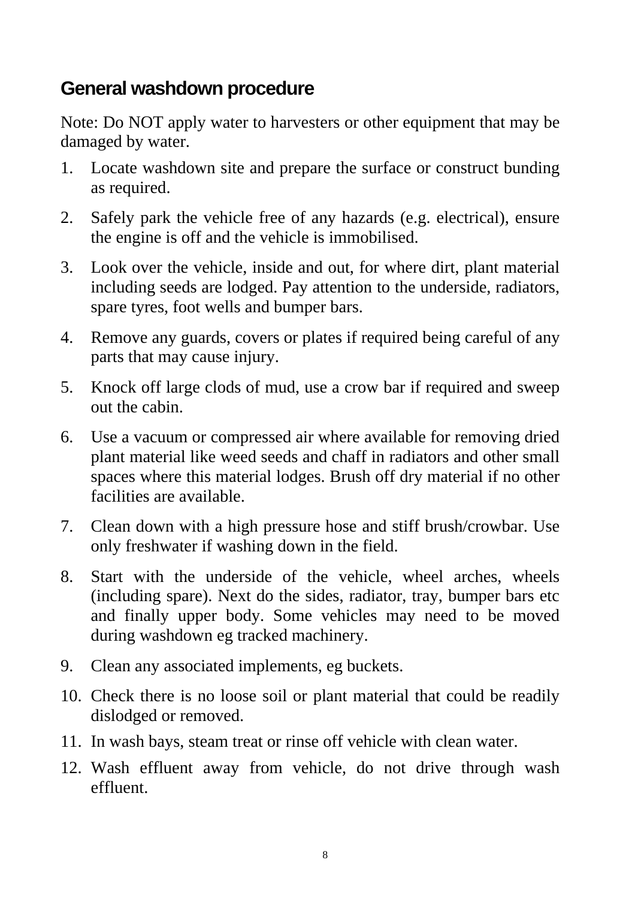## General washdown procedure

Note: Do NOT apply water to harvesters or other equipment that may be damaged by water.

1. Locate washdown site and prepare the surface or construct bunding as required.
2. Safely park the vehicle free of any hazards (e.g. electrical), ensure the engine is off and the vehicle is immobilised.
3. Look over the vehicle, inside and out, for where dirt, plant material including seeds are lodged. Pay attention to the underside, radiators, spare tyres, foot wells and bumper bars.
4. Remove any guards, covers or plates if required being careful of any parts that may cause injury.
5. Knock off large clods of mud, use a crow bar if required and sweep out the cabin.
6. Use a vacuum or compressed air where available for removing dried plant material like weed seeds and chaff in radiators and other small spaces where this material lodges. Brush off dry material if no other facilities are available.
7. Clean down with a high pressure hose and stiff brush/crowbar. Use only freshwater if washing down in the field.
8. Start with the underside of the vehicle, wheel arches, wheels (including spare). Next do the sides, radiator, tray, bumper bars etc and finally upper body. Some vehicles may need to be moved during washdown eg tracked machinery.
9. Clean any associated implements, eg buckets.
10. Check there is no loose soil or plant material that could be readily dislodged or removed.
11. In wash bays, steam treat or rinse off vehicle with clean water.
12. Wash effluent away from vehicle, do not drive through wash effluent.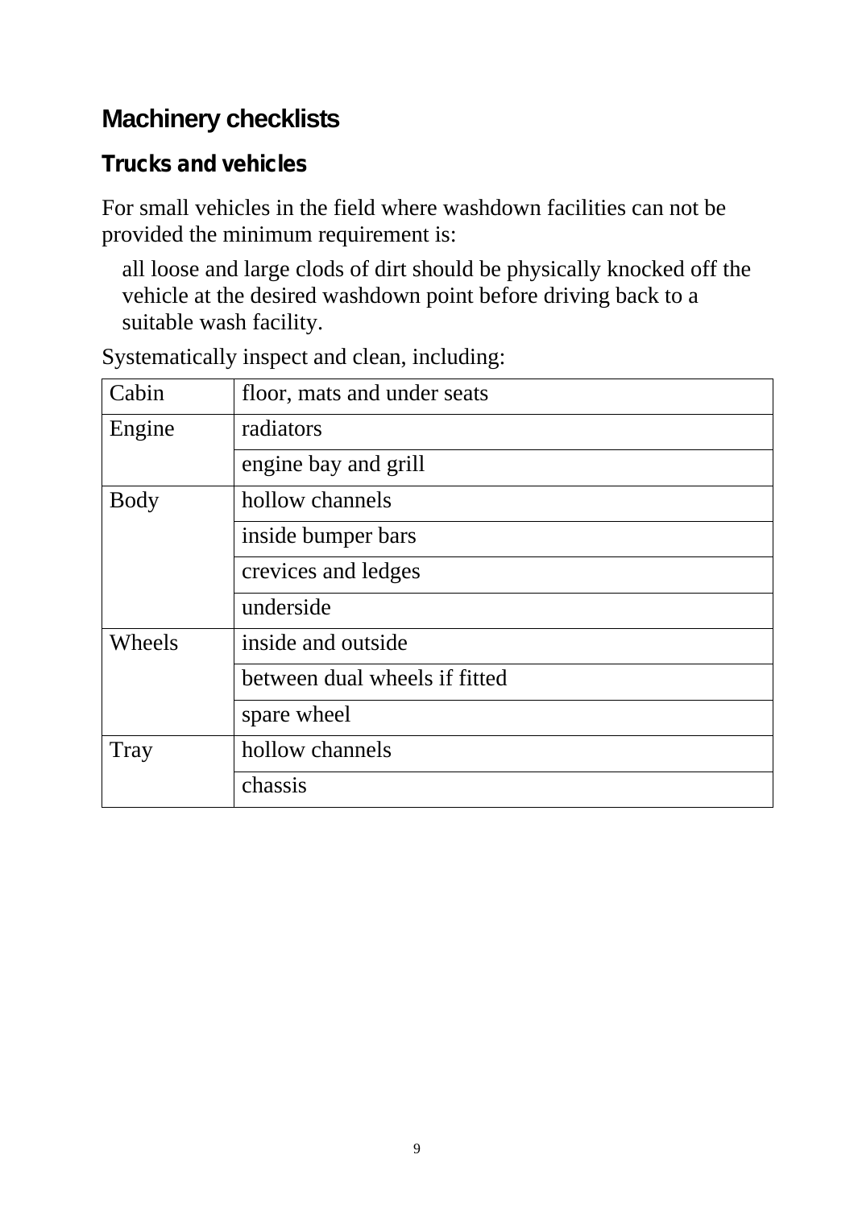## Machinery checklists

### Trucks and vehicles

For small vehicles in the field where washdown facilities can not be provided the minimum requirement is:

all loose and large clods of dirt should be physically knocked off the vehicle at the desired washdown point before driving back to a suitable wash facility.

Systematically inspect and clean, including:

| | |
|---|---|
| Cabin | floor, mats and under seats |
| Engine | radiators |
| | engine bay and grill |
| Body | hollow channels |
| | inside bumper bars |
| | crevices and ledges |
| | underside |
| Wheels | inside and outside |
| | between dual wheels if fitted |
| | spare wheel |
| Tray | hollow channels |
| | chassis |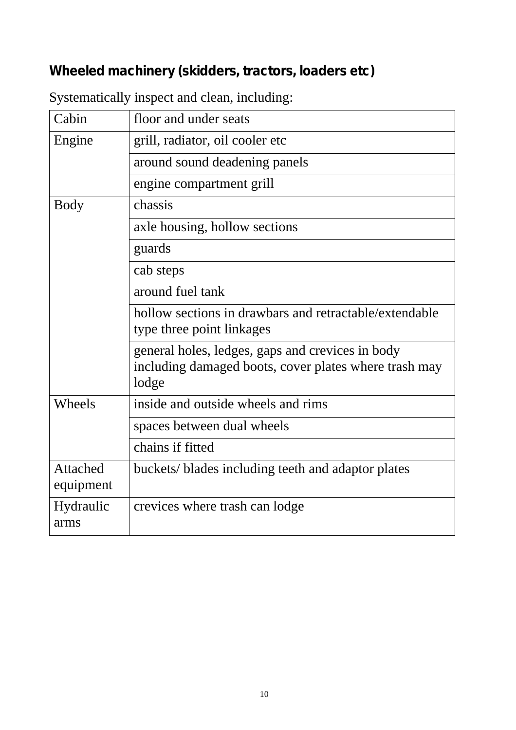### Wheeled machinery (skidders, tractors, loaders etc)

Systematically inspect and clean, including:

| | |
|---|---|
| Cabin | floor and under seats |
| Engine | grill, radiator, oil cooler etc |
| | around sound deadening panels |
| | engine compartment grill |
| Body | chassis |
| | axle housing, hollow sections |
| | guards |
| | cab steps |
| | around fuel tank |
| | hollow sections in drawbars and retractable/extendable type three point linkages |
| | general holes, ledges, gaps and crevices in body including damaged boots, cover plates where trash may lodge |
| Wheels | inside and outside wheels and rims |
| | spaces between dual wheels |
| | chains if fitted |
| Attached equipment | buckets/ blades including teeth and adaptor plates |
| Hydraulic arms | crevices where trash can lodge |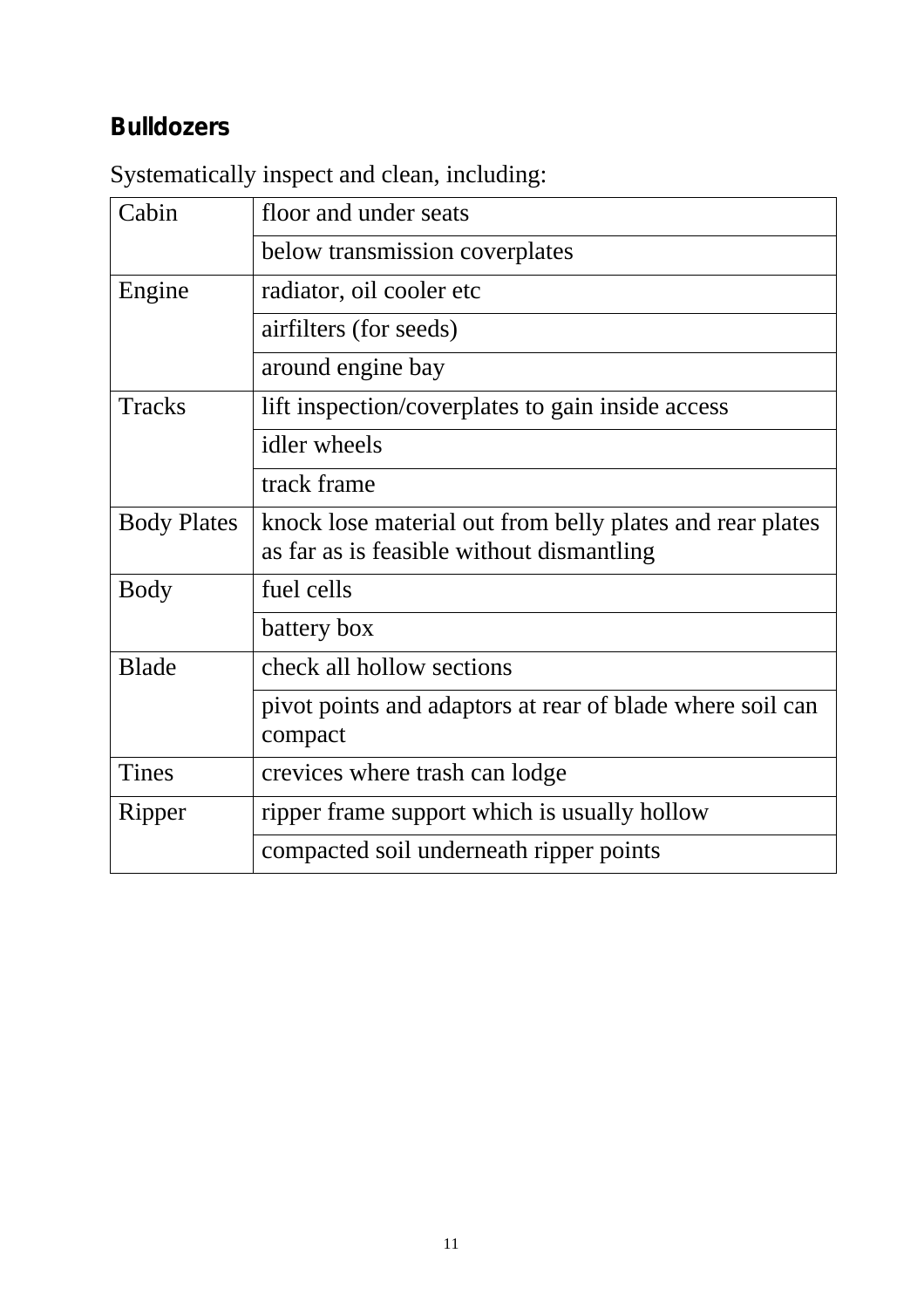## Bulldozers

Systematically inspect and clean, including:

| | |
|---|---|
| Cabin | floor and under seats |
| | below transmission coverplates |
| Engine | radiator, oil cooler etc |
| | airfilters (for seeds) |
| | around engine bay |
| Tracks | lift inspection/coverplates to gain inside access |
| | idler wheels |
| | track frame |
| Body Plates | knock lose material out from belly plates and rear plates as far as is feasible without dismantling |
| Body | fuel cells |
| | battery box |
| Blade | check all hollow sections |
| | pivot points and adaptors at rear of blade where soil can compact |
| Tines | crevices where trash can lodge |
| Ripper | ripper frame support which is usually hollow |
| | compacted soil underneath ripper points |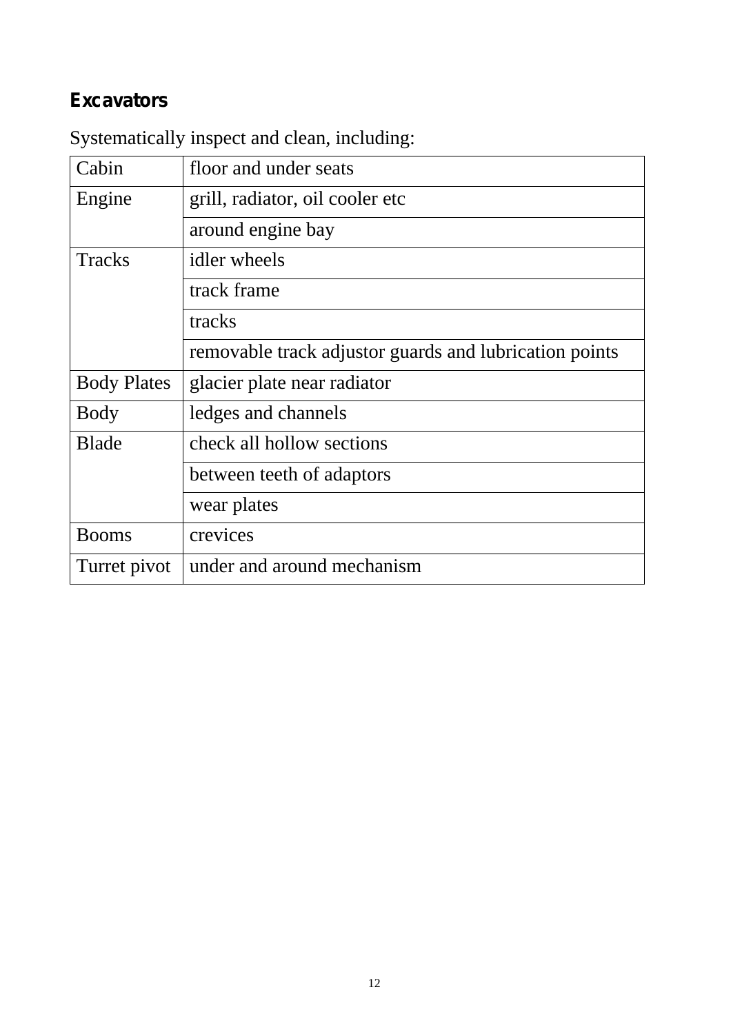## Excavators

Systematically inspect and clean, including:

| | |
|---|---|
| Cabin | floor and under seats |
| Engine | grill, radiator, oil cooler etc |
| | around engine bay |
| Tracks | idler wheels |
| | track frame |
| | tracks |
| | removable track adjustor guards and lubrication points |
| Body Plates | glacier plate near radiator |
| Body | ledges and channels |
| Blade | check all hollow sections |
| | between teeth of adaptors |
| | wear plates |
| Booms | crevices |
| Turret pivot | under and around mechanism |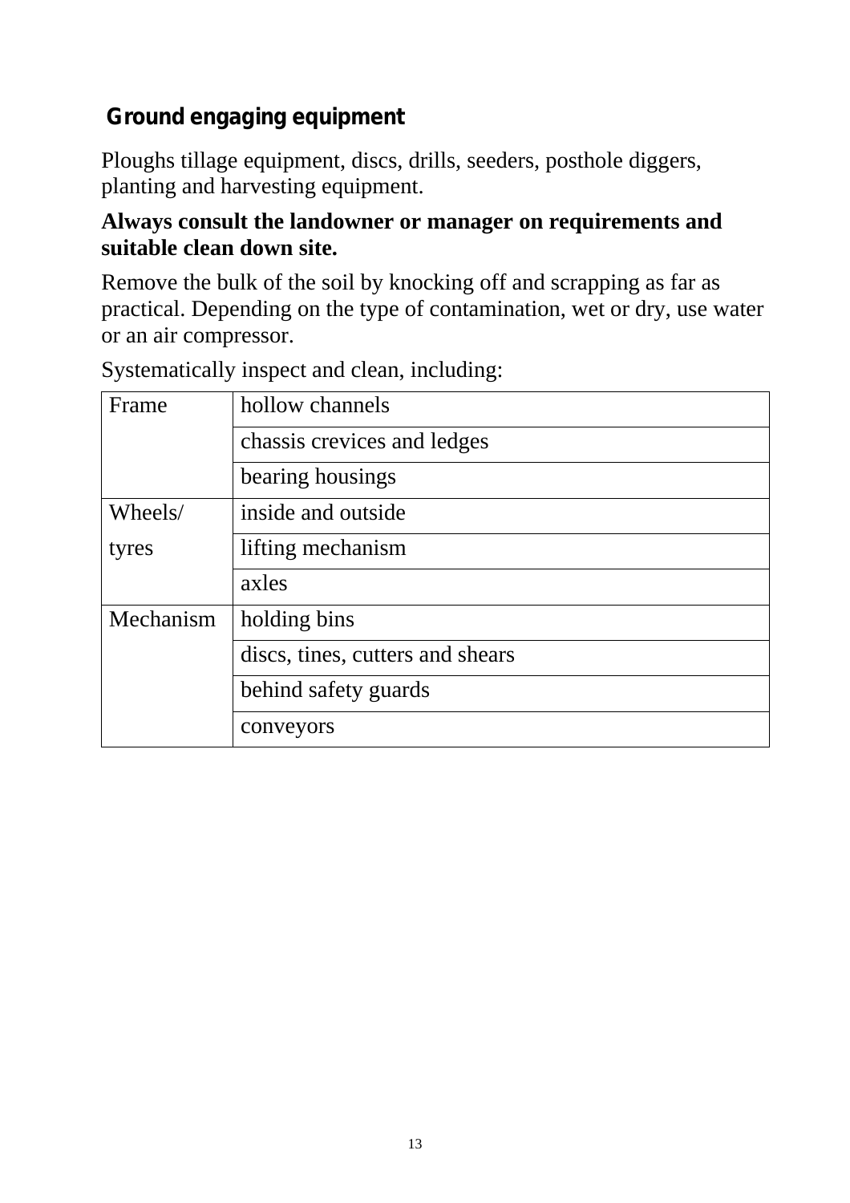## Ground engaging equipment

Ploughs tillage equipment, discs, drills, seeders, posthole diggers, planting and harvesting equipment.

**Always consult the landowner or manager on requirements and suitable clean down site.**

Remove the bulk of the soil by knocking off and scrapping as far as practical. Depending on the type of contamination, wet or dry, use water or an air compressor.

Systematically inspect and clean, including:

| | |
|---|---|
| Frame | hollow channels |
| | chassis crevices and ledges |
| | bearing housings |
| Wheels/ tyres | inside and outside |
| | lifting mechanism |
| | axles |
| Mechanism | holding bins |
| | discs, tines, cutters and shears |
| | behind safety guards |
| | conveyors |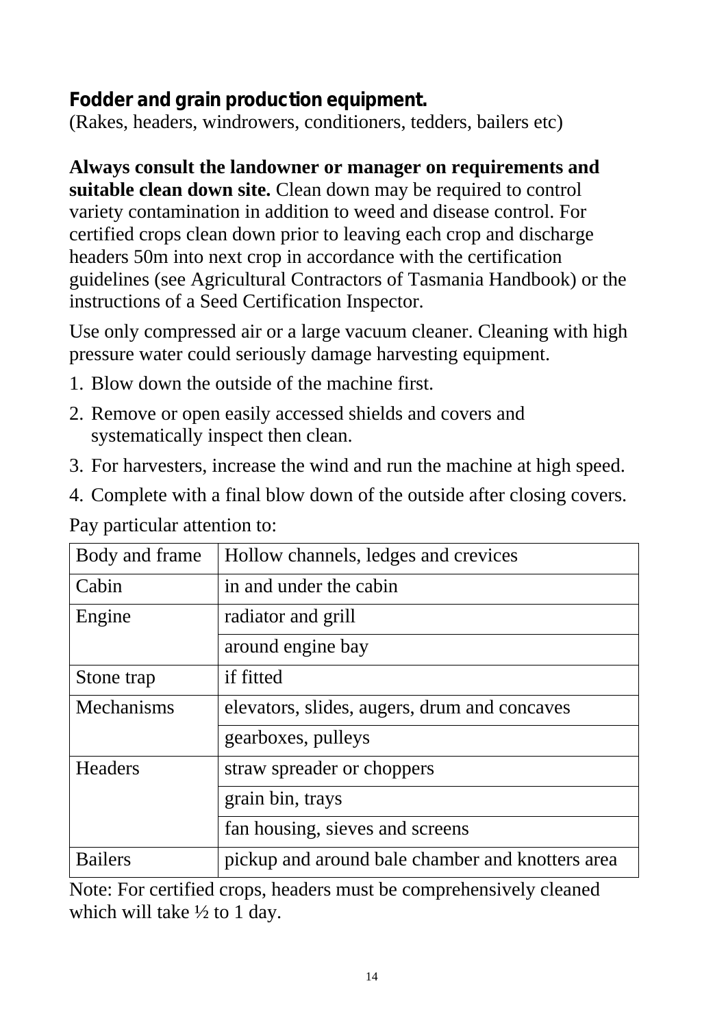## Fodder and grain production equipment.

(Rakes, headers, windrowers, conditioners, tedders, bailers etc)

**Always consult the landowner or manager on requirements and suitable clean down site.** Clean down may be required to control variety contamination in addition to weed and disease control. For certified crops clean down prior to leaving each crop and discharge headers 50m into next crop in accordance with the certification guidelines (see Agricultural Contractors of Tasmania Handbook) or the instructions of a Seed Certification Inspector.

Use only compressed air or a large vacuum cleaner. Cleaning with high pressure water could seriously damage harvesting equipment.

1. Blow down the outside of the machine first.
2. Remove or open easily accessed shields and covers and systematically inspect then clean.
3. For harvesters, increase the wind and run the machine at high speed.
4. Complete with a final blow down of the outside after closing covers.

Pay particular attention to:

| Body and frame | Hollow channels, ledges and crevices |
|---|---|
| Cabin | in and under the cabin |
| Engine | radiator and grill |
| | around engine bay |
| Stone trap | if fitted |
| Mechanisms | elevators, slides, augers, drum and concaves |
| | gearboxes, pulleys |
| Headers | straw spreader or choppers |
| | grain bin, trays |
| | fan housing, sieves and screens |
| Bailers | pickup and around bale chamber and knotters area |

Note: For certified crops, headers must be comprehensively cleaned which will take ½ to 1 day.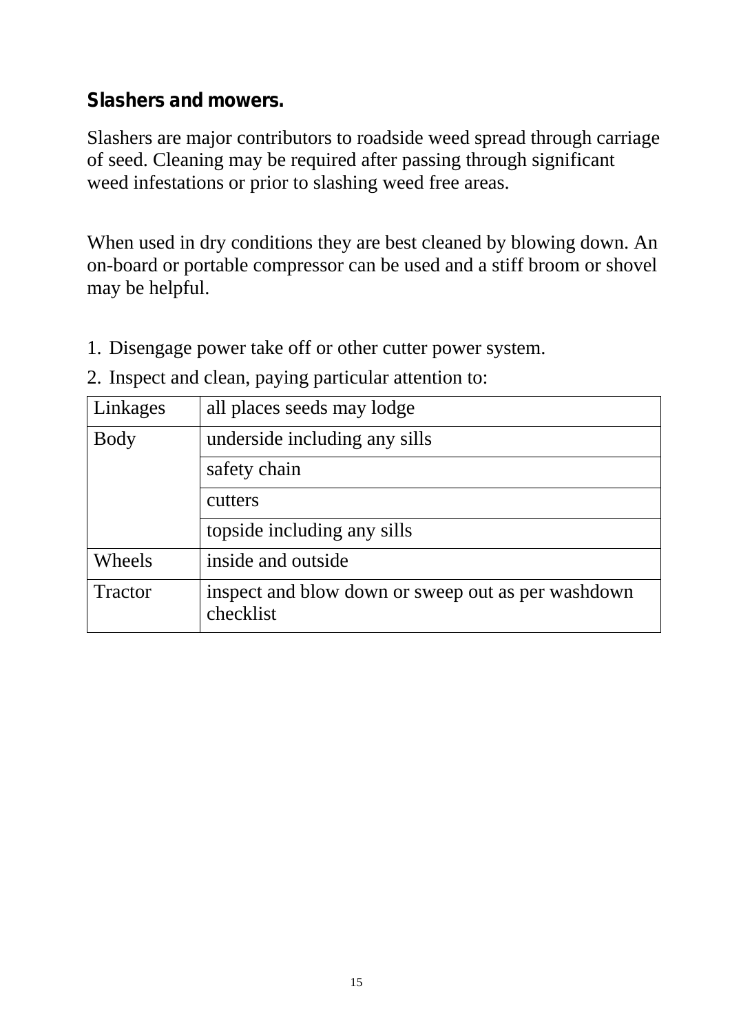## Slashers and mowers.

Slashers are major contributors to roadside weed spread through carriage of seed. Cleaning may be required after passing through significant weed infestations or prior to slashing weed free areas.

When used in dry conditions they are best cleaned by blowing down. An on-board or portable compressor can be used and a stiff broom or shovel may be helpful.

1. Disengage power take off or other cutter power system.
2. Inspect and clean, paying particular attention to:

| Linkages | all places seeds may lodge |
|---|---|
| Body | underside including any sills |
| | safety chain |
| | cutters |
| | topside including any sills |
| Wheels | inside and outside |
| Tractor | inspect and blow down or sweep out as per washdown checklist |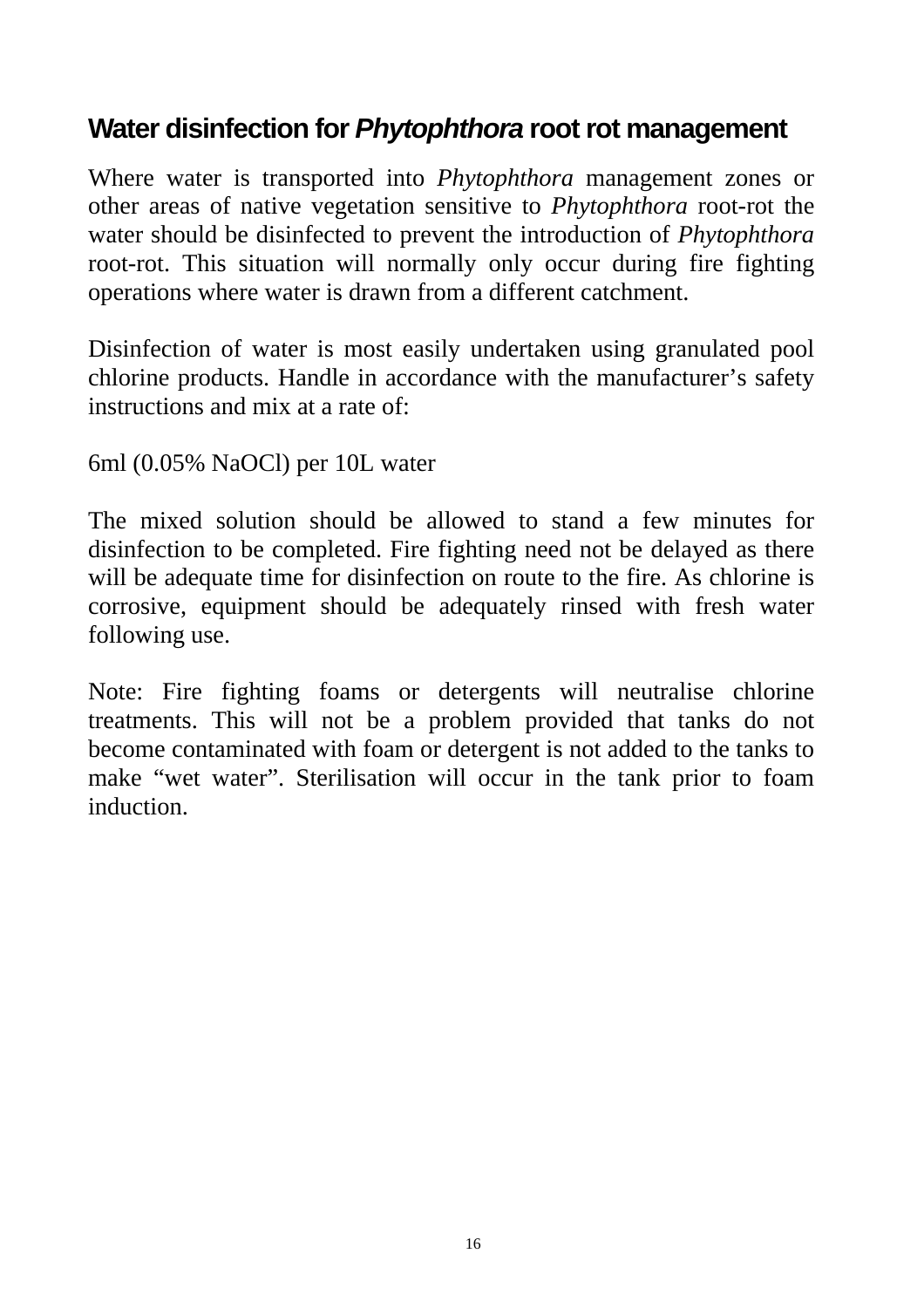## Water disinfection for *Phytophthora* root rot management

Where water is transported into *Phytophthora* management zones or other areas of native vegetation sensitive to *Phytophthora* root-rot the water should be disinfected to prevent the introduction of *Phytophthora* root-rot. This situation will normally only occur during fire fighting operations where water is drawn from a different catchment.

Disinfection of water is most easily undertaken using granulated pool chlorine products. Handle in accordance with the manufacturer's safety instructions and mix at a rate of:

6ml (0.05% NaOCl) per 10L water

The mixed solution should be allowed to stand a few minutes for disinfection to be completed. Fire fighting need not be delayed as there will be adequate time for disinfection on route to the fire. As chlorine is corrosive, equipment should be adequately rinsed with fresh water following use.

Note: Fire fighting foams or detergents will neutralise chlorine treatments. This will not be a problem provided that tanks do not become contaminated with foam or detergent is not added to the tanks to make "wet water". Sterilisation will occur in the tank prior to foam induction.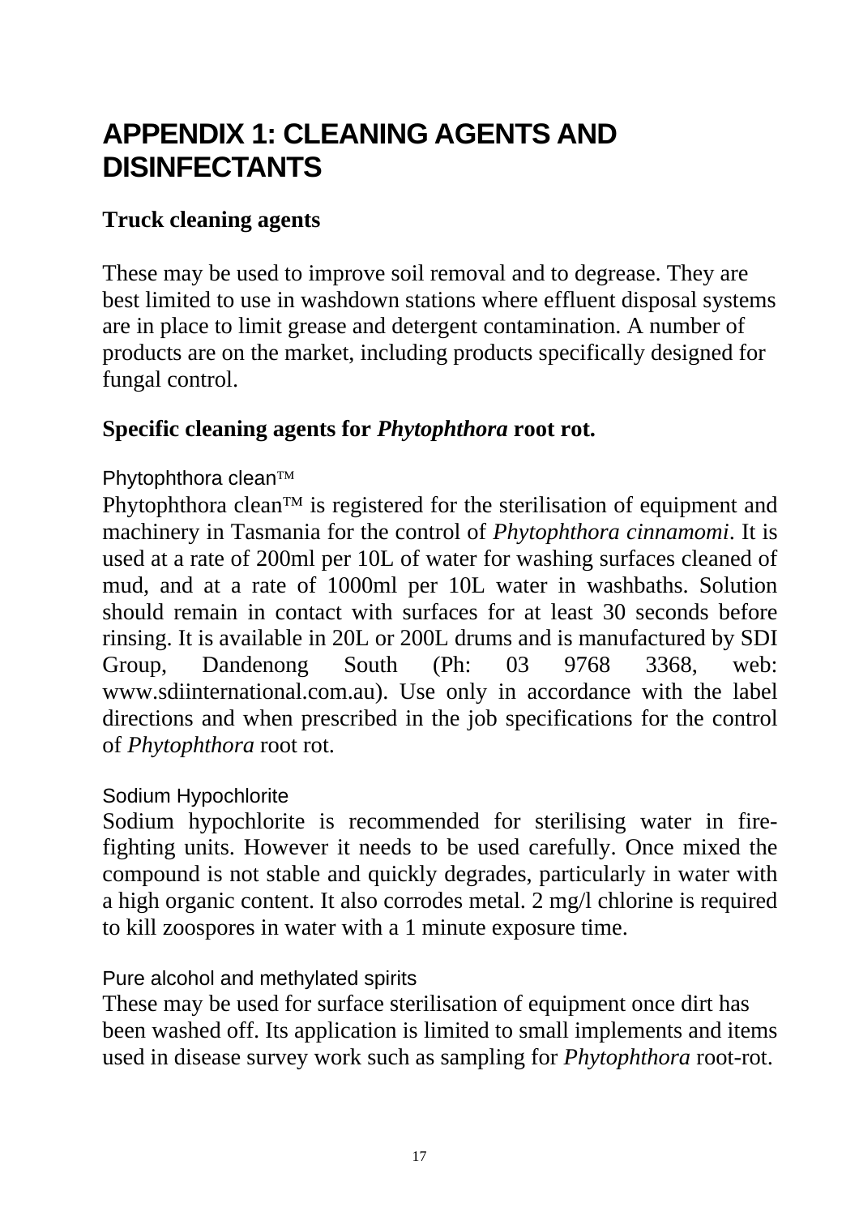# APPENDIX 1: CLEANING AGENTS AND DISINFECTANTS

## Truck cleaning agents

These may be used to improve soil removal and to degrease. They are best limited to use in washdown stations where effluent disposal systems are in place to limit grease and detergent contamination. A number of products are on the market, including products specifically designed for fungal control.

## Specific cleaning agents for *Phytophthora* root rot.

### Phytophthora clean™

Phytophthora clean™ is registered for the sterilisation of equipment and machinery in Tasmania for the control of *Phytophthora cinnamomi*. It is used at a rate of 200ml per 10L of water for washing surfaces cleaned of mud, and at a rate of 1000ml per 10L water in washbaths. Solution should remain in contact with surfaces for at least 30 seconds before rinsing. It is available in 20L or 200L drums and is manufactured by SDI Group, Dandenong South (Ph: 03 9768 3368, web: www.sdiinternational.com.au). Use only in accordance with the label directions and when prescribed in the job specifications for the control of *Phytophthora* root rot.

### Sodium Hypochlorite

Sodium hypochlorite is recommended for sterilising water in fire-fighting units. However it needs to be used carefully. Once mixed the compound is not stable and quickly degrades, particularly in water with a high organic content. It also corrodes metal. 2 mg/l chlorine is required to kill zoospores in water with a 1 minute exposure time.

### Pure alcohol and methylated spirits

These may be used for surface sterilisation of equipment once dirt has been washed off. Its application is limited to small implements and items used in disease survey work such as sampling for *Phytophthora* root-rot.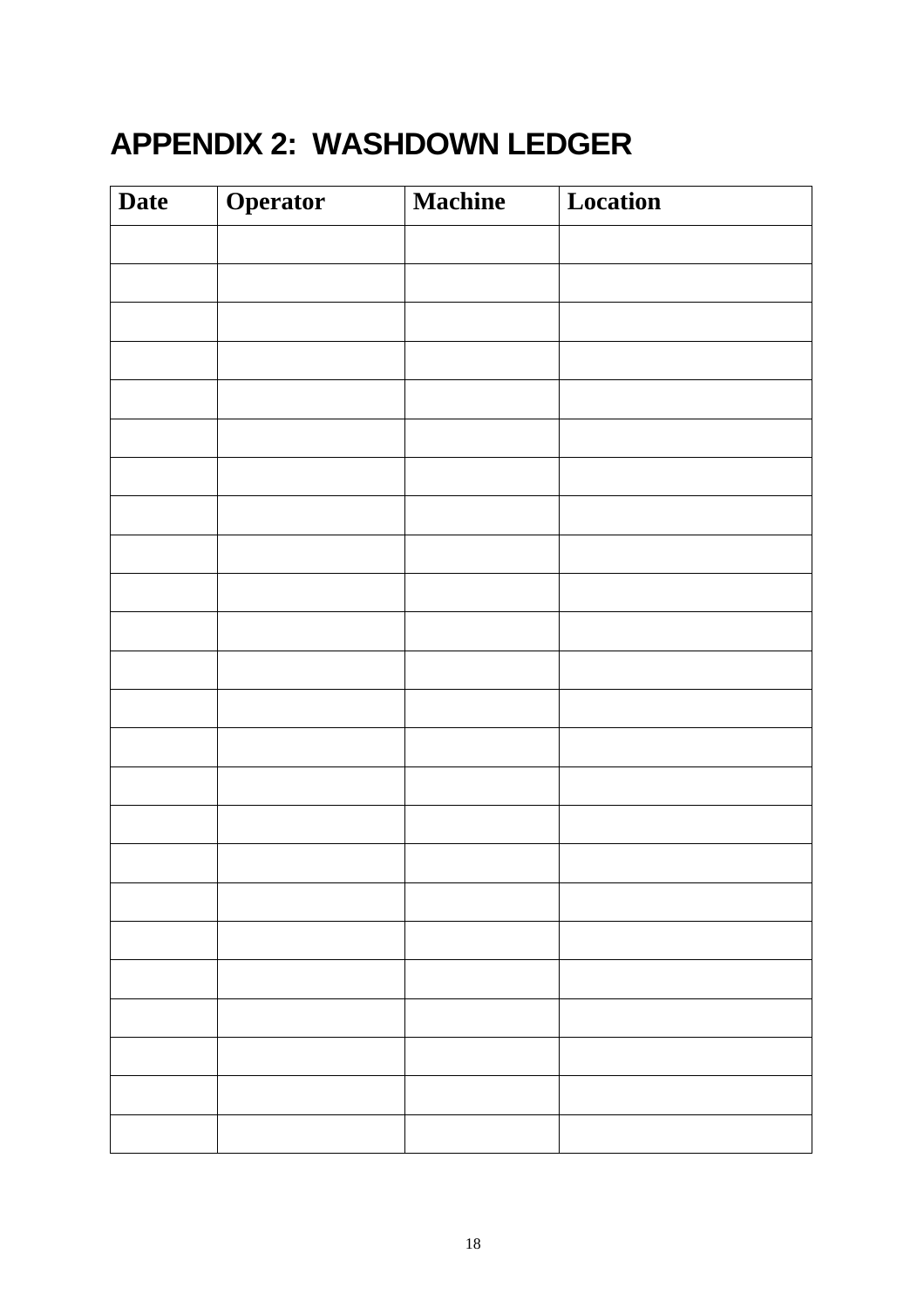# APPENDIX 2: WASHDOWN LEDGER

| Date | Operator | Machine | Location |
|---|---|---|---|
| | | | |
| | | | |
| | | | |
| | | | |
| | | | |
| | | | |
| | | | |
| | | | |
| | | | |
| | | | |
| | | | |
| | | | |
| | | | |
| | | | |
| | | | |
| | | | |
| | | | |
| | | | |
| | | | |
| | | | |
| | | | |
| | | | |
| | | | |
| | | | |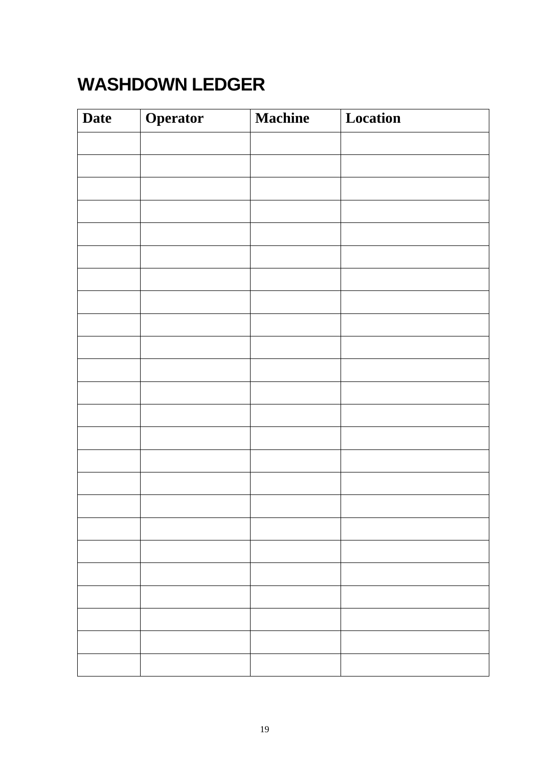# WASHDOWN LEDGER

| Date | Operator | Machine | Location |
|---|---|---|---|
| | | | |
| | | | |
| | | | |
| | | | |
| | | | |
| | | | |
| | | | |
| | | | |
| | | | |
| | | | |
| | | | |
| | | | |
| | | | |
| | | | |
| | | | |
| | | | |
| | | | |
| | | | |
| | | | |
| | | | |
| | | | |
| | | | |
| | | | |
| | | | |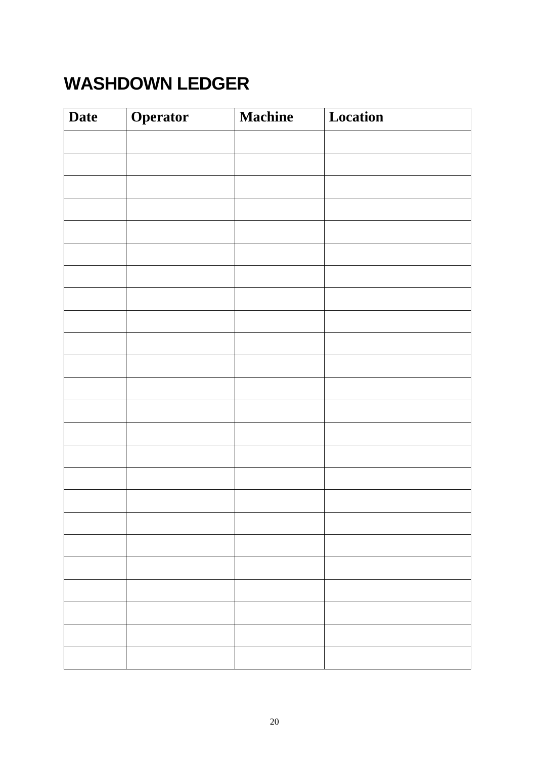# WASHDOWN LEDGER

| Date | Operator | Machine | Location |
|---|---|---|---|
| | | | |
| | | | |
| | | | |
| | | | |
| | | | |
| | | | |
| | | | |
| | | | |
| | | | |
| | | | |
| | | | |
| | | | |
| | | | |
| | | | |
| | | | |
| | | | |
| | | | |
| | | | |
| | | | |
| | | | |
| | | | |
| | | | |
| | | | |
| | | | |